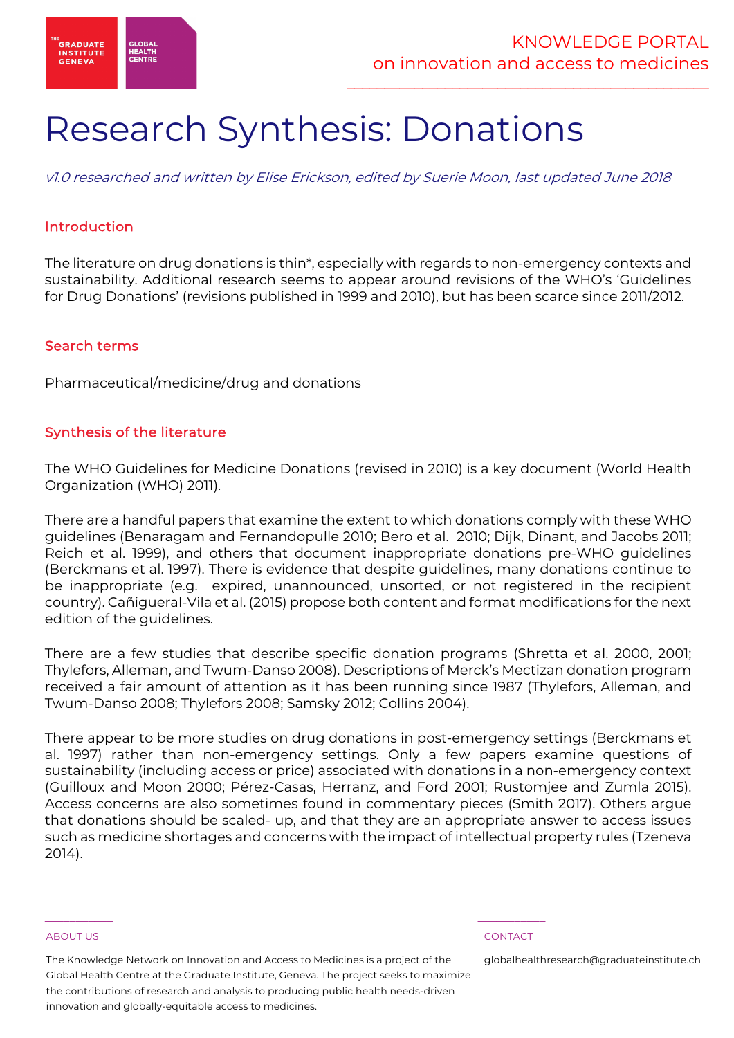# Research Synthesis: Donations

*v1.0 researched and written by Elise Erickson, edited by Suerie Moon, last updated June 2018*

## Introduction

The literature on drug donations is thin*, especially with regards to non-emergency contexts and sustainability. Additional research seems to appear around revisions of the WHO's 'Guidelines for Drug Donations' (revisions published in 1999 and 2010), but has been scarce since 2011/2012.

## Search terms

Pharmaceutical/medicine/drug and donations

## Synthesis of the literature

The WHO Guidelines for Medicine Donations (revised in 2010) is a key document (World Health Organization (WHO) 2011).

There are a handful papers that examine the extent to which donations comply with these WHO guidelines (Benaragam and Fernandopulle 2010; Bero et al. 2010; Dijk, Dinant, and Jacobs 2011; Reich et al. 1999), and others that document inappropriate donations pre-WHO guidelines (Berckmans et al. 1997). There is evidence that despite guidelines, many donations continue to be inappropriate (e.g. expired, unannounced, unsorted, or not registered in the recipient country). Cañigueral-Vila et al. (2015) propose both content and format modifications for the next edition of the guidelines.

There are a few studies that describe specific donation programs (Shretta et al. 2000, 2001; Thylefors, Alleman, and Twum-Danso 2008). Descriptions of Merck's Mectizan donation program received a fair amount of attention as it has been running since 1987 (Thylefors, Alleman, and Twum-Danso 2008; Thylefors 2008; Samsky 2012; Collins 2004).

There appear to be more studies on drug donations in post-emergency settings (Berckmans et al. 1997) rather than non-emergency settings. Only a few papers examine questions of sustainability (including access or price) associated with donations in a non-emergency context (Guilloux and Moon 2000; Pérez-Casas, Herranz, and Ford 2001; Rustomjee and Zumla 2015). Access concerns are also sometimes found in commentary pieces (Smith 2017). Others argue that donations should be scaled- up, and that they are an appropriate answer to access issues such as medicine shortages and concerns with the impact of intellectual property rules (Tzeneva 2014).

ABOUT US

The Knowledge Network on Innovation and Access to Medicines is a project of the Global Health Centre at the Graduate Institute, Geneva. The project seeks to maximize the contributions of research and analysis to producing public health needs-driven innovation and globally-equitable access to medicines.

CONTACT

globalhealthresearch@graduateinstitute.ch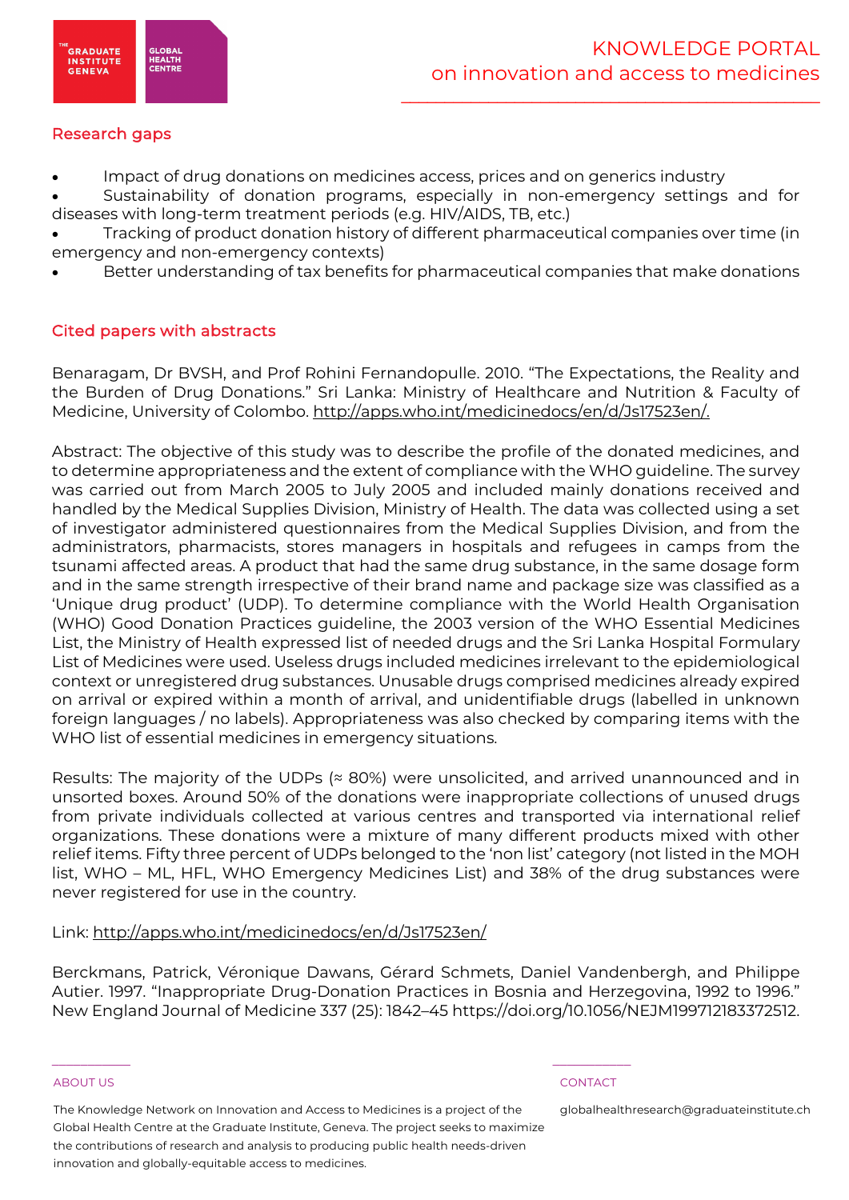## Research gaps

- Impact of drug donations on medicines access, prices and on generics industry
- Sustainability of donation programs, especially in non-emergency settings and for diseases with long-term treatment periods (e.g. HIV/AIDS, TB, etc.)
- Tracking of product donation history of different pharmaceutical companies over time (in emergency and non-emergency contexts)
- Better understanding of tax benefits for pharmaceutical companies that make donations

## Cited papers with abstracts

Benaragam, Dr BVSH, and Prof Rohini Fernandopulle. 2010. "The Expectations, the Reality and the Burden of Drug Donations." Sri Lanka: Ministry of Healthcare and Nutrition & Faculty of Medicine, University of Colombo. http://apps.who.int/medicinedocs/en/d/Js17523en/.

Abstract: The objective of this study was to describe the profile of the donated medicines, and to determine appropriateness and the extent of compliance with the WHO guideline. The survey was carried out from March 2005 to July 2005 and included mainly donations received and handled by the Medical Supplies Division, Ministry of Health. The data was collected using a set of investigator administered questionnaires from the Medical Supplies Division, and from the administrators, pharmacists, stores managers in hospitals and refugees in camps from the tsunami affected areas. A product that had the same drug substance, in the same dosage form and in the same strength irrespective of their brand name and package size was classified as a 'Unique drug product' (UDP). To determine compliance with the World Health Organisation (WHO) Good Donation Practices guideline, the 2003 version of the WHO Essential Medicines List, the Ministry of Health expressed list of needed drugs and the Sri Lanka Hospital Formulary List of Medicines were used. Useless drugs included medicines irrelevant to the epidemiological context or unregistered drug substances. Unusable drugs comprised medicines already expired on arrival or expired within a month of arrival, and unidentifiable drugs (labelled in unknown foreign languages / no labels). Appropriateness was also checked by comparing items with the WHO list of essential medicines in emergency situations.

Results: The majority of the UDPs (≈ 80%) were unsolicited, and arrived unannounced and in unsorted boxes. Around 50% of the donations were inappropriate collections of unused drugs from private individuals collected at various centres and transported via international relief organizations. These donations were a mixture of many different products mixed with other relief items. Fifty three percent of UDPs belonged to the 'non list' category (not listed in the MOH list, WHO – ML, HFL, WHO Emergency Medicines List) and 38% of the drug substances were never registered for use in the country.

Link: http://apps.who.int/medicinedocs/en/d/Js17523en/

Berckmans, Patrick, Véronique Dawans, Gérard Schmets, Daniel Vandenbergh, and Philippe Autier. 1997. "Inappropriate Drug-Donation Practices in Bosnia and Herzegovina, 1992 to 1996." New England Journal of Medicine 337 (25): 1842–45 https://doi.org/10.1056/NEJM199712183372512.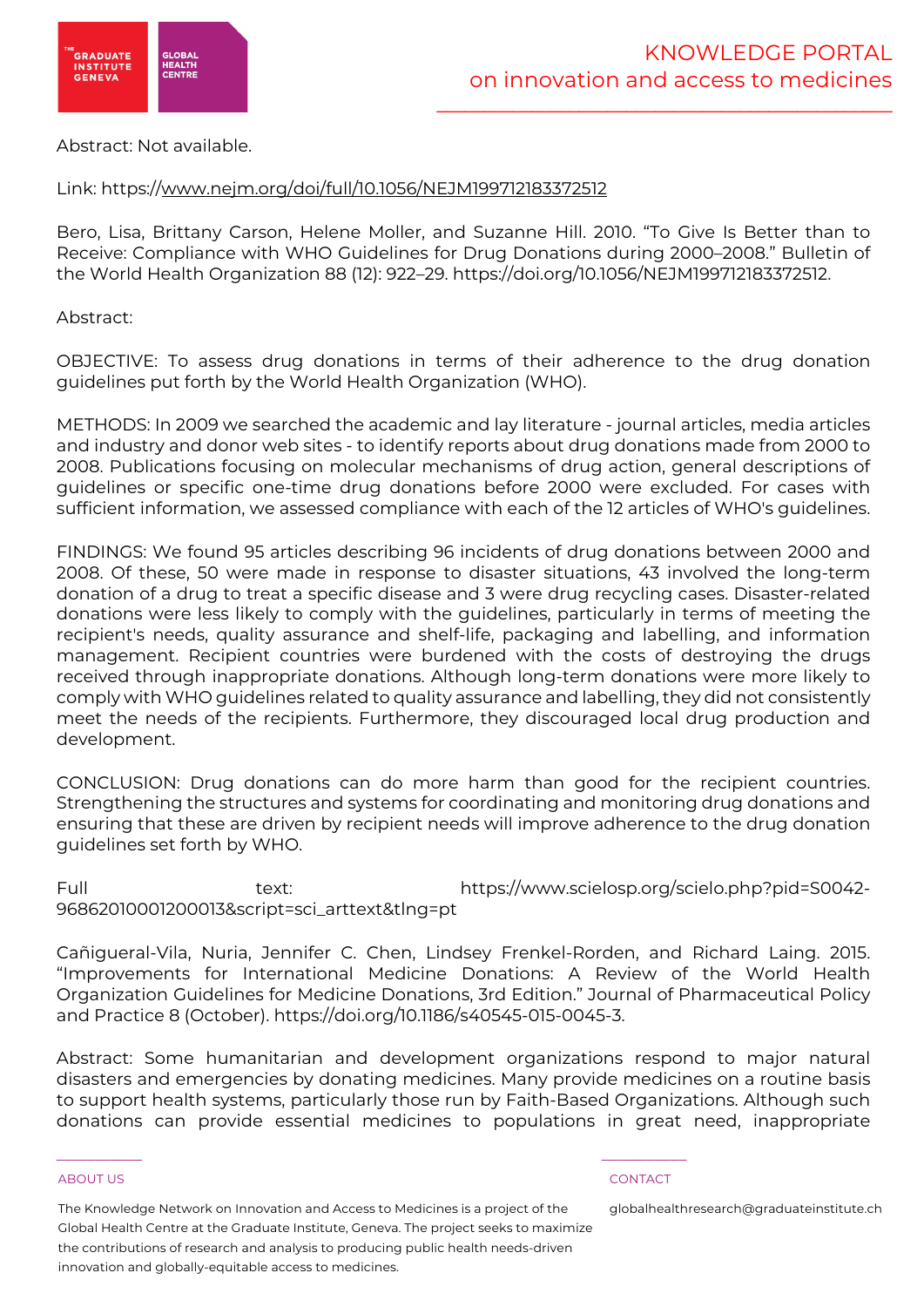Abstract: Not available.

Link: https://www.nejm.org/doi/full/10.1056/NEJM199712183372512

Bero, Lisa, Brittany Carson, Helene Moller, and Suzanne Hill. 2010. "To Give Is Better than to Receive: Compliance with WHO Guidelines for Drug Donations during 2000–2008." Bulletin of the World Health Organization 88 (12): 922–29. https://doi.org/10.1056/NEJM199712183372512.

Abstract:

OBJECTIVE: To assess drug donations in terms of their adherence to the drug donation guidelines put forth by the World Health Organization (WHO).

METHODS: In 2009 we searched the academic and lay literature - journal articles, media articles and industry and donor web sites - to identify reports about drug donations made from 2000 to 2008. Publications focusing on molecular mechanisms of drug action, general descriptions of guidelines or specific one-time drug donations before 2000 were excluded. For cases with sufficient information, we assessed compliance with each of the 12 articles of WHO's guidelines.

FINDINGS: We found 95 articles describing 96 incidents of drug donations between 2000 and 2008. Of these, 50 were made in response to disaster situations, 43 involved the long-term donation of a drug to treat a specific disease and 3 were drug recycling cases. Disaster-related donations were less likely to comply with the guidelines, particularly in terms of meeting the recipient's needs, quality assurance and shelf-life, packaging and labelling, and information management. Recipient countries were burdened with the costs of destroying the drugs received through inappropriate donations. Although long-term donations were more likely to comply with WHO guidelines related to quality assurance and labelling, they did not consistently meet the needs of the recipients. Furthermore, they discouraged local drug production and development.

CONCLUSION: Drug donations can do more harm than good for the recipient countries. Strengthening the structures and systems for coordinating and monitoring drug donations and ensuring that these are driven by recipient needs will improve adherence to the drug donation guidelines set forth by WHO.

Full text: https://www.scielosp.org/scielo.php?pid=S0042-96862010001200013&script=sci_arttext&tlng=pt

Cañigueral-Vila, Nuria, Jennifer C. Chen, Lindsey Frenkel-Rorden, and Richard Laing. 2015. "Improvements for International Medicine Donations: A Review of the World Health Organization Guidelines for Medicine Donations, 3rd Edition." Journal of Pharmaceutical Policy and Practice 8 (October). https://doi.org/10.1186/s40545-015-0045-3.

Abstract: Some humanitarian and development organizations respond to major natural disasters and emergencies by donating medicines. Many provide medicines on a routine basis to support health systems, particularly those run by Faith-Based Organizations. Although such donations can provide essential medicines to populations in great need, inappropriate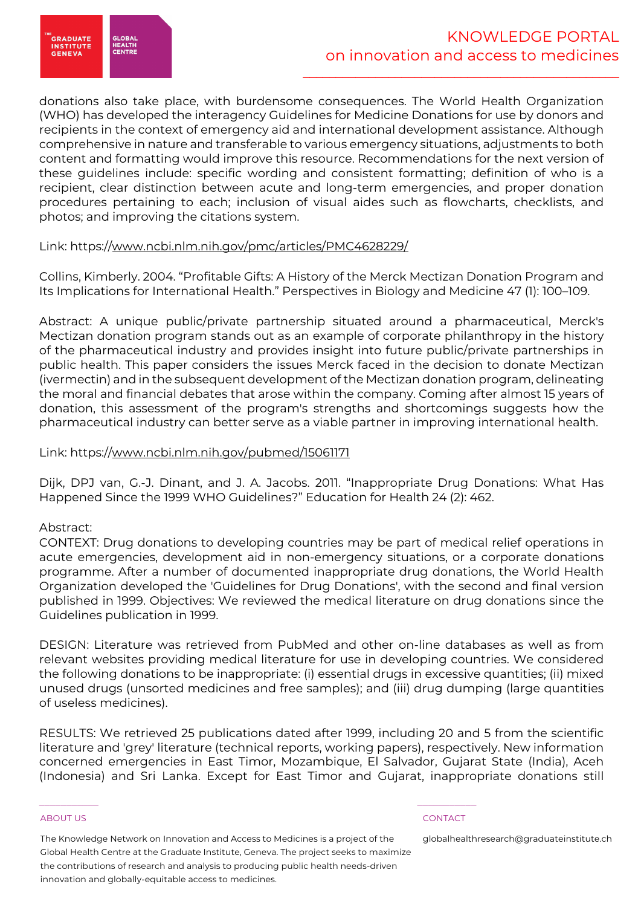donations also take place, with burdensome consequences. The World Health Organization (WHO) has developed the interagency Guidelines for Medicine Donations for use by donors and recipients in the context of emergency aid and international development assistance. Although comprehensive in nature and transferable to various emergency situations, adjustments to both content and formatting would improve this resource. Recommendations for the next version of these guidelines include: specific wording and consistent formatting; definition of who is a recipient, clear distinction between acute and long-term emergencies, and proper donation procedures pertaining to each; inclusion of visual aides such as flowcharts, checklists, and photos; and improving the citations system.

Link: https://www.ncbi.nlm.nih.gov/pmc/articles/PMC4628229/

Collins, Kimberly. 2004. "Profitable Gifts: A History of the Merck Mectizan Donation Program and Its Implications for International Health." Perspectives in Biology and Medicine 47 (1): 100–109.

Abstract: A unique public/private partnership situated around a pharmaceutical, Merck's Mectizan donation program stands out as an example of corporate philanthropy in the history of the pharmaceutical industry and provides insight into future public/private partnerships in public health. This paper considers the issues Merck faced in the decision to donate Mectizan (ivermectin) and in the subsequent development of the Mectizan donation program, delineating the moral and financial debates that arose within the company. Coming after almost 15 years of donation, this assessment of the program's strengths and shortcomings suggests how the pharmaceutical industry can better serve as a viable partner in improving international health.

Link: https://www.ncbi.nlm.nih.gov/pubmed/15061171

Dijk, DPJ van, G.-J. Dinant, and J. A. Jacobs. 2011. "Inappropriate Drug Donations: What Has Happened Since the 1999 WHO Guidelines?" Education for Health 24 (2): 462.

Abstract:
CONTEXT: Drug donations to developing countries may be part of medical relief operations in acute emergencies, development aid in non-emergency situations, or a corporate donations programme. After a number of documented inappropriate drug donations, the World Health Organization developed the 'Guidelines for Drug Donations', with the second and final version published in 1999. Objectives: We reviewed the medical literature on drug donations since the Guidelines publication in 1999.

DESIGN: Literature was retrieved from PubMed and other on-line databases as well as from relevant websites providing medical literature for use in developing countries. We considered the following donations to be inappropriate: (i) essential drugs in excessive quantities; (ii) mixed unused drugs (unsorted medicines and free samples); and (iii) drug dumping (large quantities of useless medicines).

RESULTS: We retrieved 25 publications dated after 1999, including 20 and 5 from the scientific literature and 'grey' literature (technical reports, working papers), respectively. New information concerned emergencies in East Timor, Mozambique, El Salvador, Gujarat State (India), Aceh (Indonesia) and Sri Lanka. Except for East Timor and Gujarat, inappropriate donations still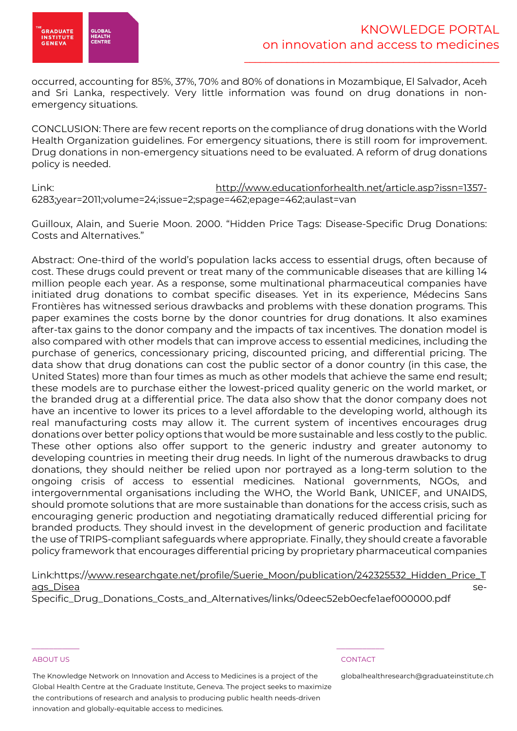occurred, accounting for 85%, 37%, 70% and 80% of donations in Mozambique, El Salvador, Aceh and Sri Lanka, respectively. Very little information was found on drug donations in non-emergency situations.

CONCLUSION: There are few recent reports on the compliance of drug donations with the World Health Organization guidelines. For emergency situations, there is still room for improvement. Drug donations in non-emergency situations need to be evaluated. A reform of drug donations policy is needed.

Link: http://www.educationforhealth.net/article.asp?issn=1357-6283;year=2011;volume=24;issue=2;spage=462;epage=462;aulast=van

Guilloux, Alain, and Suerie Moon. 2000. "Hidden Price Tags: Disease-Specific Drug Donations: Costs and Alternatives."

Abstract: One-third of the world's population lacks access to essential drugs, often because of cost. These drugs could prevent or treat many of the communicable diseases that are killing 14 million people each year. As a response, some multinational pharmaceutical companies have initiated drug donations to combat specific diseases. Yet in its experience, Médecins Sans Frontières has witnessed serious drawbacks and problems with these donation programs. This paper examines the costs borne by the donor countries for drug donations. It also examines after-tax gains to the donor company and the impacts of tax incentives. The donation model is also compared with other models that can improve access to essential medicines, including the purchase of generics, concessionary pricing, discounted pricing, and differential pricing. The data show that drug donations can cost the public sector of a donor country (in this case, the United States) more than four times as much as other models that achieve the same end result; these models are to purchase either the lowest-priced quality generic on the world market, or the branded drug at a differential price. The data also show that the donor company does not have an incentive to lower its prices to a level affordable to the developing world, although its real manufacturing costs may allow it. The current system of incentives encourages drug donations over better policy options that would be more sustainable and less costly to the public. These other options also offer support to the generic industry and greater autonomy to developing countries in meeting their drug needs. In light of the numerous drawbacks to drug donations, they should neither be relied upon nor portrayed as a long-term solution to the ongoing crisis of access to essential medicines. National governments, NGOs, and intergovernmental organisations including the WHO, the World Bank, UNICEF, and UNAIDS, should promote solutions that are more sustainable than donations for the access crisis, such as encouraging generic production and negotiating dramatically reduced differential pricing for branded products. They should invest in the development of generic production and facilitate the use of TRIPS-compliant safeguards where appropriate. Finally, they should create a favorable policy framework that encourages differential pricing by proprietary pharmaceutical companies

Link:https://www.researchgate.net/profile/Suerie_Moon/publication/242325532_Hidden_Price_Tags_Disease-Specific_Drug_Donations_Costs_and_Alternatives/links/0deec52eb0ecfe1aef000000.pdf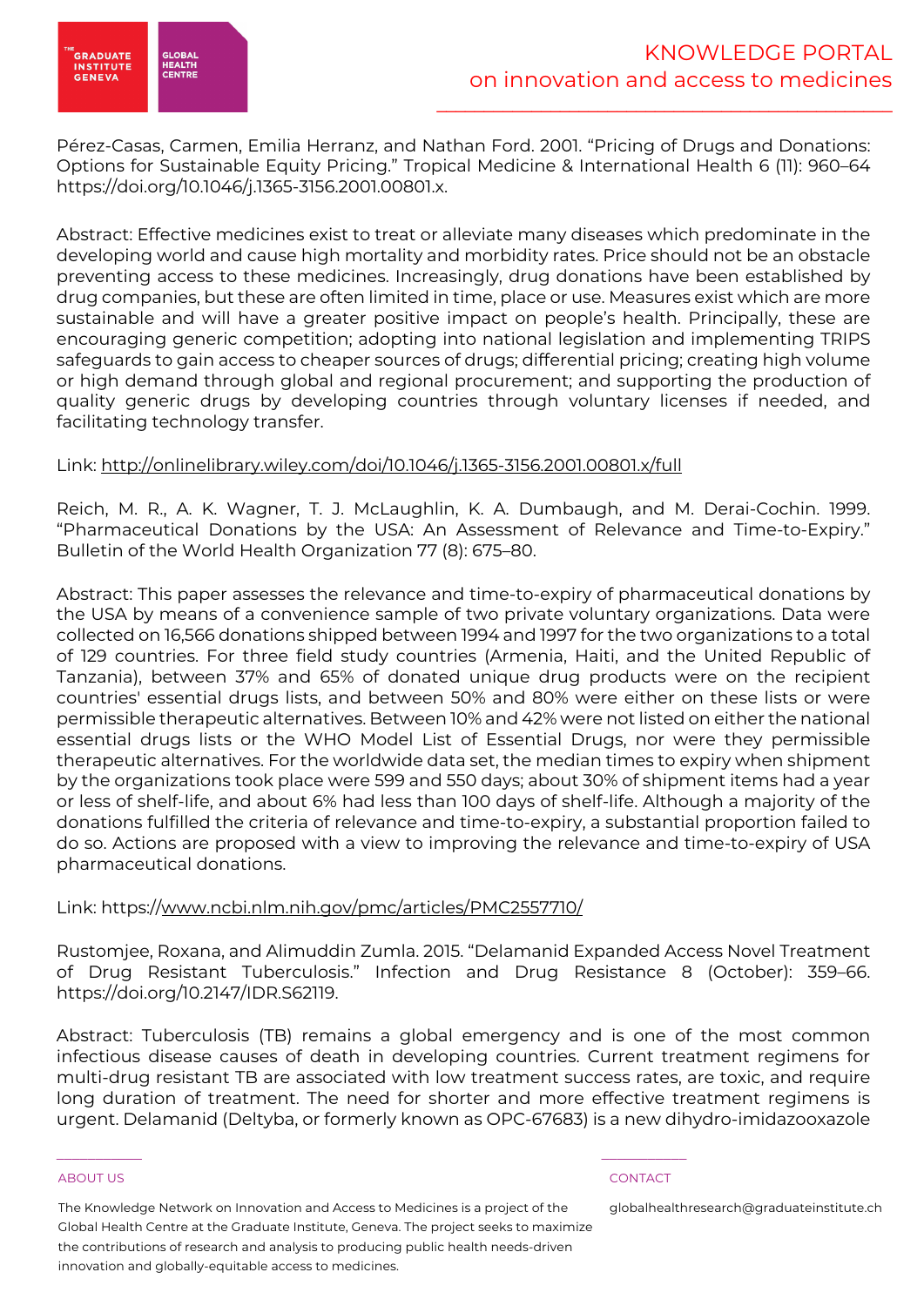Pérez-Casas, Carmen, Emilia Herranz, and Nathan Ford. 2001. "Pricing of Drugs and Donations: Options for Sustainable Equity Pricing." Tropical Medicine & International Health 6 (11): 960–64 https://doi.org/10.1046/j.1365-3156.2001.00801.x.

Abstract: Effective medicines exist to treat or alleviate many diseases which predominate in the developing world and cause high mortality and morbidity rates. Price should not be an obstacle preventing access to these medicines. Increasingly, drug donations have been established by drug companies, but these are often limited in time, place or use. Measures exist which are more sustainable and will have a greater positive impact on people's health. Principally, these are encouraging generic competition; adopting into national legislation and implementing TRIPS safeguards to gain access to cheaper sources of drugs; differential pricing; creating high volume or high demand through global and regional procurement; and supporting the production of quality generic drugs by developing countries through voluntary licenses if needed, and facilitating technology transfer.

Link: http://onlinelibrary.wiley.com/doi/10.1046/j.1365-3156.2001.00801.x/full

Reich, M. R., A. K. Wagner, T. J. McLaughlin, K. A. Dumbaugh, and M. Derai-Cochin. 1999. "Pharmaceutical Donations by the USA: An Assessment of Relevance and Time-to-Expiry." Bulletin of the World Health Organization 77 (8): 675–80.

Abstract: This paper assesses the relevance and time-to-expiry of pharmaceutical donations by the USA by means of a convenience sample of two private voluntary organizations. Data were collected on 16,566 donations shipped between 1994 and 1997 for the two organizations to a total of 129 countries. For three field study countries (Armenia, Haiti, and the United Republic of Tanzania), between 37% and 65% of donated unique drug products were on the recipient countries' essential drugs lists, and between 50% and 80% were either on these lists or were permissible therapeutic alternatives. Between 10% and 42% were not listed on either the national essential drugs lists or the WHO Model List of Essential Drugs, nor were they permissible therapeutic alternatives. For the worldwide data set, the median times to expiry when shipment by the organizations took place were 599 and 550 days; about 30% of shipment items had a year or less of shelf-life, and about 6% had less than 100 days of shelf-life. Although a majority of the donations fulfilled the criteria of relevance and time-to-expiry, a substantial proportion failed to do so. Actions are proposed with a view to improving the relevance and time-to-expiry of USA pharmaceutical donations.

Link: https://www.ncbi.nlm.nih.gov/pmc/articles/PMC2557710/

Rustomjee, Roxana, and Alimuddin Zumla. 2015. "Delamanid Expanded Access Novel Treatment of Drug Resistant Tuberculosis." Infection and Drug Resistance 8 (October): 359–66. https://doi.org/10.2147/IDR.S62119.

Abstract: Tuberculosis (TB) remains a global emergency and is one of the most common infectious disease causes of death in developing countries. Current treatment regimens for multi-drug resistant TB are associated with low treatment success rates, are toxic, and require long duration of treatment. The need for shorter and more effective treatment regimens is urgent. Delamanid (Deltyba, or formerly known as OPC-67683) is a new dihydro-imidazooxazole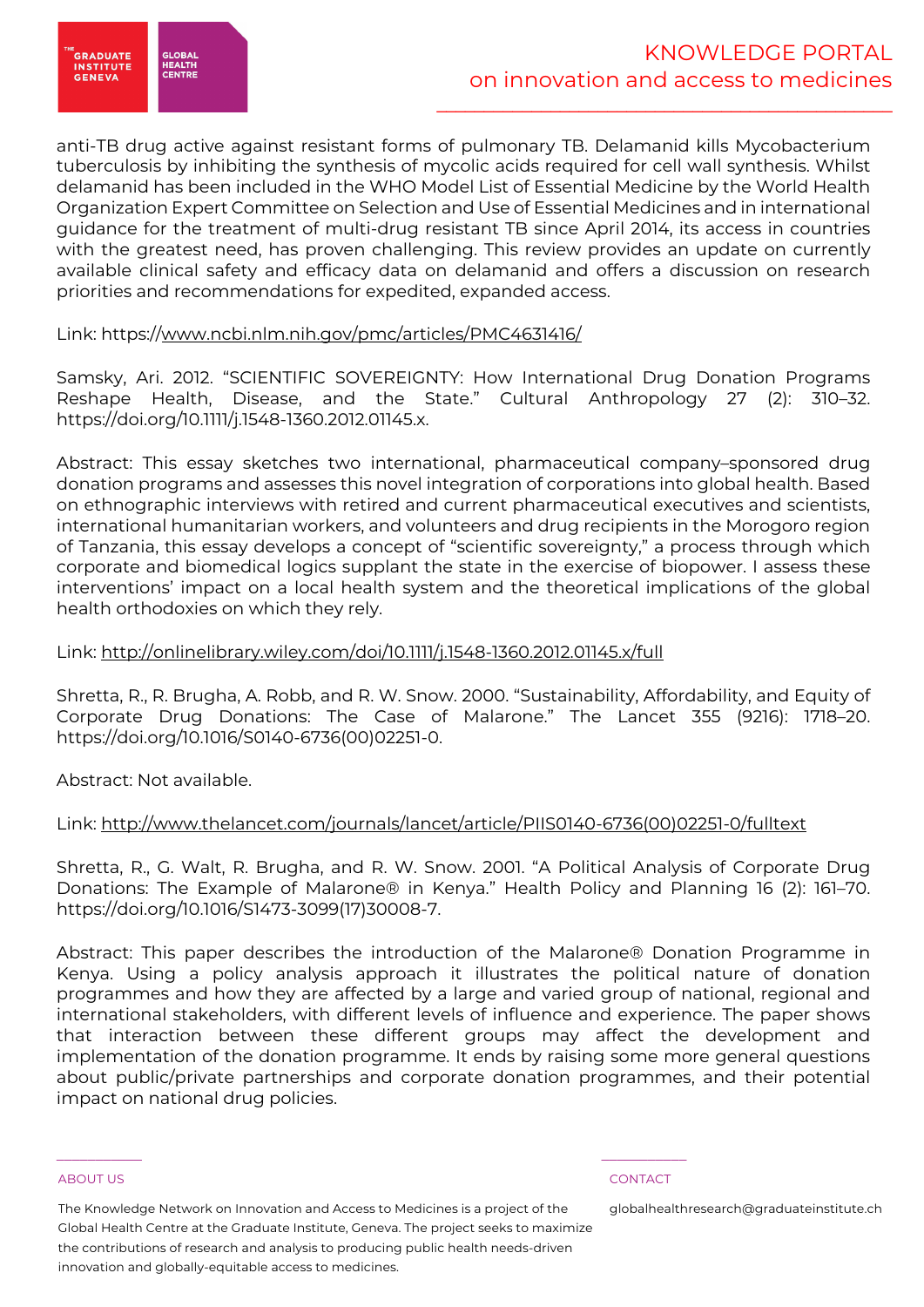anti-TB drug active against resistant forms of pulmonary TB. Delamanid kills Mycobacterium tuberculosis by inhibiting the synthesis of mycolic acids required for cell wall synthesis. Whilst delamanid has been included in the WHO Model List of Essential Medicine by the World Health Organization Expert Committee on Selection and Use of Essential Medicines and in international guidance for the treatment of multi-drug resistant TB since April 2014, its access in countries with the greatest need, has proven challenging. This review provides an update on currently available clinical safety and efficacy data on delamanid and offers a discussion on research priorities and recommendations for expedited, expanded access.

Link: https://www.ncbi.nlm.nih.gov/pmc/articles/PMC4631416/

Samsky, Ari. 2012. "SCIENTIFIC SOVEREIGNTY: How International Drug Donation Programs Reshape Health, Disease, and the State." Cultural Anthropology 27 (2): 310–32. https://doi.org/10.1111/j.1548-1360.2012.01145.x.

Abstract: This essay sketches two international, pharmaceutical company–sponsored drug donation programs and assesses this novel integration of corporations into global health. Based on ethnographic interviews with retired and current pharmaceutical executives and scientists, international humanitarian workers, and volunteers and drug recipients in the Morogoro region of Tanzania, this essay develops a concept of "scientific sovereignty," a process through which corporate and biomedical logics supplant the state in the exercise of biopower. I assess these interventions' impact on a local health system and the theoretical implications of the global health orthodoxies on which they rely.

Link: http://onlinelibrary.wiley.com/doi/10.1111/j.1548-1360.2012.01145.x/full

Shretta, R., R. Brugha, A. Robb, and R. W. Snow. 2000. "Sustainability, Affordability, and Equity of Corporate Drug Donations: The Case of Malarone." The Lancet 355 (9216): 1718–20. https://doi.org/10.1016/S0140-6736(00)02251-0.

Abstract: Not available.

Link: http://www.thelancet.com/journals/lancet/article/PIIS0140-6736(00)02251-0/fulltext

Shretta, R., G. Walt, R. Brugha, and R. W. Snow. 2001. "A Political Analysis of Corporate Drug Donations: The Example of Malarone® in Kenya." Health Policy and Planning 16 (2): 161–70. https://doi.org/10.1016/S1473-3099(17)30008-7.

Abstract: This paper describes the introduction of the Malarone® Donation Programme in Kenya. Using a policy analysis approach it illustrates the political nature of donation programmes and how they are affected by a large and varied group of national, regional and international stakeholders, with different levels of influence and experience. The paper shows that interaction between these different groups may affect the development and implementation of the donation programme. It ends by raising some more general questions about public/private partnerships and corporate donation programmes, and their potential impact on national drug policies.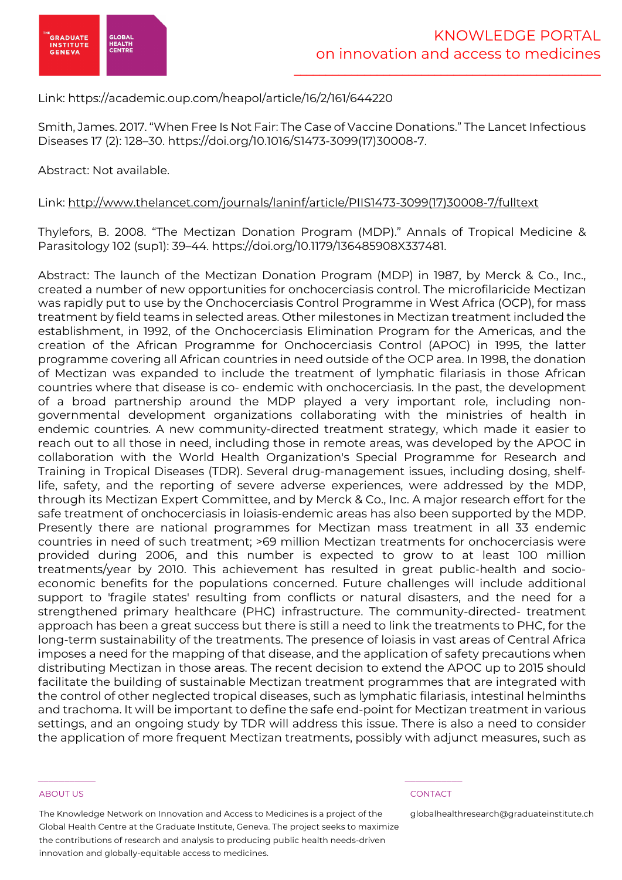Link: https://academic.oup.com/heapol/article/16/2/161/644220

Smith, James. 2017. "When Free Is Not Fair: The Case of Vaccine Donations." The Lancet Infectious Diseases 17 (2): 128–30. https://doi.org/10.1016/S1473-3099(17)30008-7.

Abstract: Not available.

Link: http://www.thelancet.com/journals/laninf/article/PIIS1473-3099(17)30008-7/fulltext

Thylefors, B. 2008. "The Mectizan Donation Program (MDP)." Annals of Tropical Medicine & Parasitology 102 (sup1): 39–44. https://doi.org/10.1179/136485908X337481.

Abstract: The launch of the Mectizan Donation Program (MDP) in 1987, by Merck & Co., Inc., created a number of new opportunities for onchocerciasis control. The microfilaricide Mectizan was rapidly put to use by the Onchocerciasis Control Programme in West Africa (OCP), for mass treatment by field teams in selected areas. Other milestones in Mectizan treatment included the establishment, in 1992, of the Onchocerciasis Elimination Program for the Americas, and the creation of the African Programme for Onchocerciasis Control (APOC) in 1995, the latter programme covering all African countries in need outside of the OCP area. In 1998, the donation of Mectizan was expanded to include the treatment of lymphatic filariasis in those African countries where that disease is co- endemic with onchocerciasis. In the past, the development of a broad partnership around the MDP played a very important role, including non-governmental development organizations collaborating with the ministries of health in endemic countries. A new community-directed treatment strategy, which made it easier to reach out to all those in need, including those in remote areas, was developed by the APOC in collaboration with the World Health Organization's Special Programme for Research and Training in Tropical Diseases (TDR). Several drug-management issues, including dosing, shelf-life, safety, and the reporting of severe adverse experiences, were addressed by the MDP, through its Mectizan Expert Committee, and by Merck & Co., Inc. A major research effort for the safe treatment of onchocerciasis in loiasis-endemic areas has also been supported by the MDP. Presently there are national programmes for Mectizan mass treatment in all 33 endemic countries in need of such treatment; >69 million Mectizan treatments for onchocerciasis were provided during 2006, and this number is expected to grow to at least 100 million treatments/year by 2010. This achievement has resulted in great public-health and socio-economic benefits for the populations concerned. Future challenges will include additional support to 'fragile states' resulting from conflicts or natural disasters, and the need for a strengthened primary healthcare (PHC) infrastructure. The community-directed- treatment approach has been a great success but there is still a need to link the treatments to PHC, for the long-term sustainability of the treatments. The presence of loiasis in vast areas of Central Africa imposes a need for the mapping of that disease, and the application of safety precautions when distributing Mectizan in those areas. The recent decision to extend the APOC up to 2015 should facilitate the building of sustainable Mectizan treatment programmes that are integrated with the control of other neglected tropical diseases, such as lymphatic filariasis, intestinal helminths and trachoma. It will be important to define the safe end-point for Mectizan treatment in various settings, and an ongoing study by TDR will address this issue. There is also a need to consider the application of more frequent Mectizan treatments, possibly with adjunct measures, such as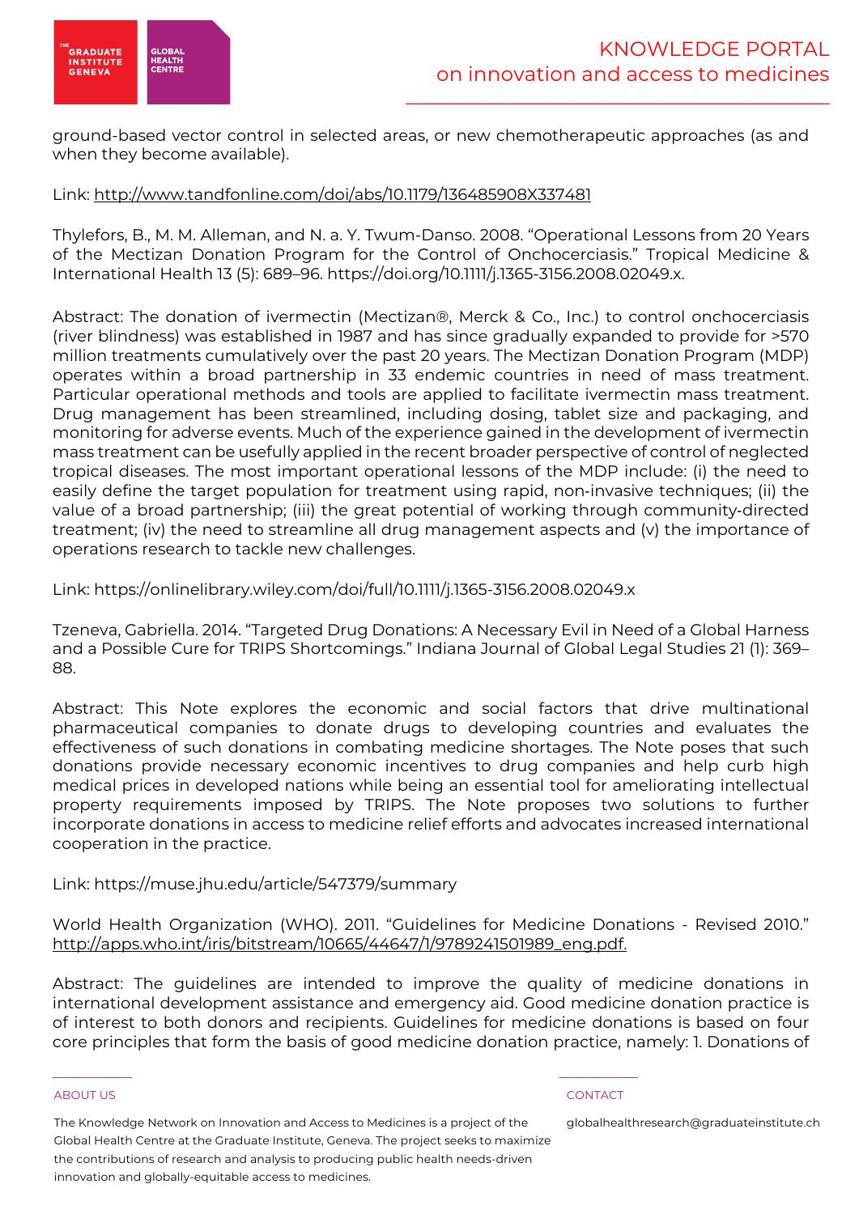ground-based vector control in selected areas, or new chemotherapeutic approaches (as and when they become available).

Link: http://www.tandfonline.com/doi/abs/10.1179/136485908X337481

Thylefors, B., M. M. Alleman, and N. a. Y. Twum-Danso. 2008. "Operational Lessons from 20 Years of the Mectizan Donation Program for the Control of Onchocerciasis." Tropical Medicine & International Health 13 (5): 689–96. https://doi.org/10.1111/j.1365-3156.2008.02049.x.

Abstract: The donation of ivermectin (Mectizan®, Merck & Co., Inc.) to control onchocerciasis (river blindness) was established in 1987 and has since gradually expanded to provide for >570 million treatments cumulatively over the past 20 years. The Mectizan Donation Program (MDP) operates within a broad partnership in 33 endemic countries in need of mass treatment. Particular operational methods and tools are applied to facilitate ivermectin mass treatment. Drug management has been streamlined, including dosing, tablet size and packaging, and monitoring for adverse events. Much of the experience gained in the development of ivermectin mass treatment can be usefully applied in the recent broader perspective of control of neglected tropical diseases. The most important operational lessons of the MDP include: (i) the need to easily define the target population for treatment using rapid, non-invasive techniques; (ii) the value of a broad partnership; (iii) the great potential of working through community-directed treatment; (iv) the need to streamline all drug management aspects and (v) the importance of operations research to tackle new challenges.

Link: https://onlinelibrary.wiley.com/doi/full/10.1111/j.1365-3156.2008.02049.x

Tzeneva, Gabriella. 2014. "Targeted Drug Donations: A Necessary Evil in Need of a Global Harness and a Possible Cure for TRIPS Shortcomings." Indiana Journal of Global Legal Studies 21 (1): 369–88.

Abstract: This Note explores the economic and social factors that drive multinational pharmaceutical companies to donate drugs to developing countries and evaluates the effectiveness of such donations in combating medicine shortages. The Note poses that such donations provide necessary economic incentives to drug companies and help curb high medical prices in developed nations while being an essential tool for ameliorating intellectual property requirements imposed by TRIPS. The Note proposes two solutions to further incorporate donations in access to medicine relief efforts and advocates increased international cooperation in the practice.

Link: https://muse.jhu.edu/article/547379/summary

World Health Organization (WHO). 2011. "Guidelines for Medicine Donations - Revised 2010." http://apps.who.int/iris/bitstream/10665/44647/1/9789241501989_eng.pdf.

Abstract: The guidelines are intended to improve the quality of medicine donations in international development assistance and emergency aid. Good medicine donation practice is of interest to both donors and recipients. Guidelines for medicine donations is based on four core principles that form the basis of good medicine donation practice, namely: 1. Donations of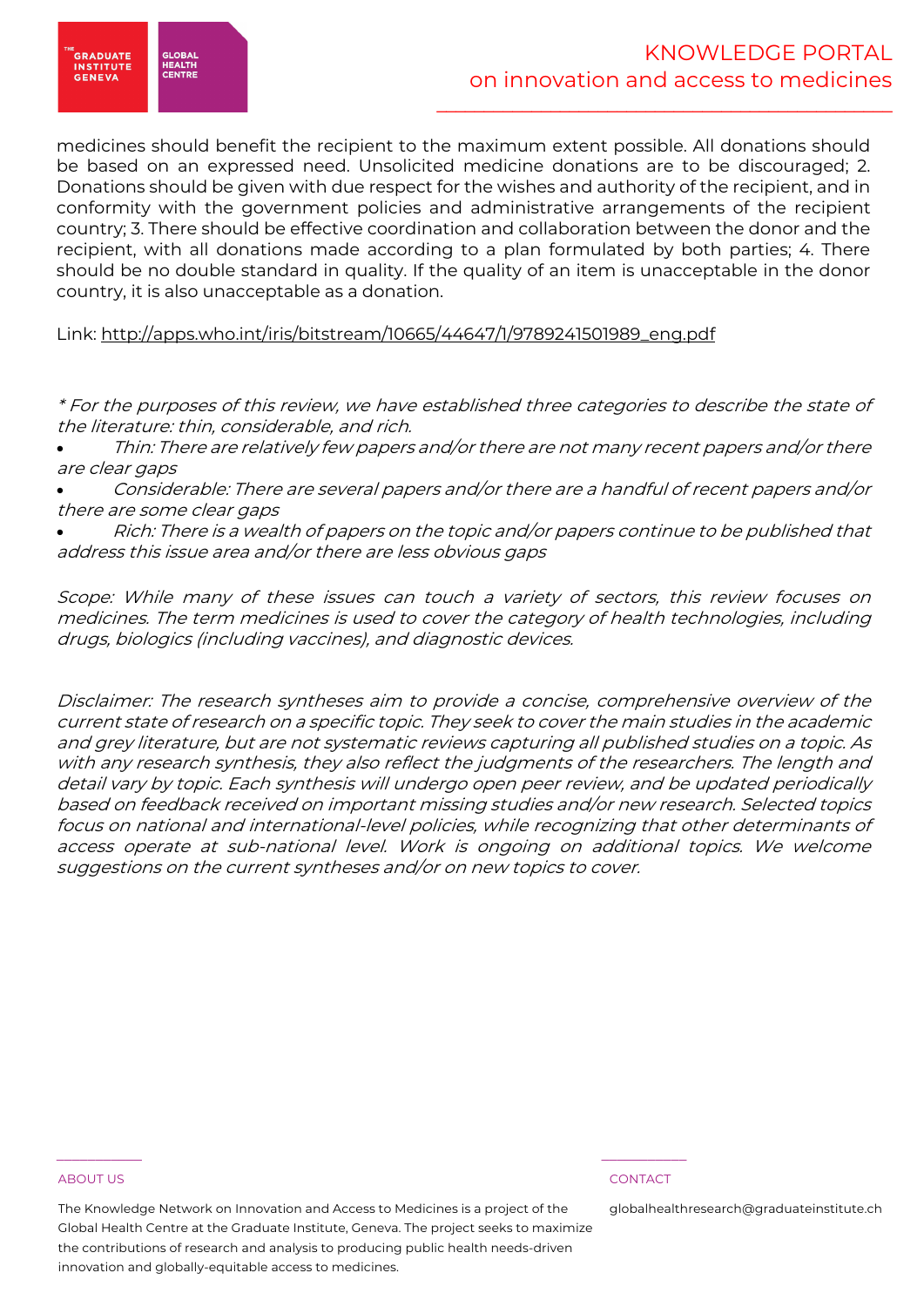medicines should benefit the recipient to the maximum extent possible. All donations should be based on an expressed need. Unsolicited medicine donations are to be discouraged; 2. Donations should be given with due respect for the wishes and authority of the recipient, and in conformity with the government policies and administrative arrangements of the recipient country; 3. There should be effective coordination and collaboration between the donor and the recipient, with all donations made according to a plan formulated by both parties; 4. There should be no double standard in quality. If the quality of an item is unacceptable in the donor country, it is also unacceptable as a donation.

Link: http://apps.who.int/iris/bitstream/10665/44647/1/9789241501989_eng.pdf

*\* For the purposes of this review, we have established three categories to describe the state of the literature: thin, considerable, and rich.*

- *Thin: There are relatively few papers and/or there are not many recent papers and/or there are clear gaps*
- *Considerable: There are several papers and/or there are a handful of recent papers and/or there are some clear gaps*
- *Rich: There is a wealth of papers on the topic and/or papers continue to be published that address this issue area and/or there are less obvious gaps*

*Scope: While many of these issues can touch a variety of sectors, this review focuses on medicines. The term medicines is used to cover the category of health technologies, including drugs, biologics (including vaccines), and diagnostic devices.*

*Disclaimer: The research syntheses aim to provide a concise, comprehensive overview of the current state of research on a specific topic. They seek to cover the main studies in the academic and grey literature, but are not systematic reviews capturing all published studies on a topic. As with any research synthesis, they also reflect the judgments of the researchers. The length and detail vary by topic. Each synthesis will undergo open peer review, and be updated periodically based on feedback received on important missing studies and/or new research. Selected topics focus on national and international-level policies, while recognizing that other determinants of access operate at sub-national level. Work is ongoing on additional topics. We welcome suggestions on the current syntheses and/or on new topics to cover.*

ABOUT US

The Knowledge Network on Innovation and Access to Medicines is a project of the Global Health Centre at the Graduate Institute, Geneva. The project seeks to maximize the contributions of research and analysis to producing public health needs-driven innovation and globally-equitable access to medicines.

CONTACT

globalhealthresearch@graduateinstitute.ch